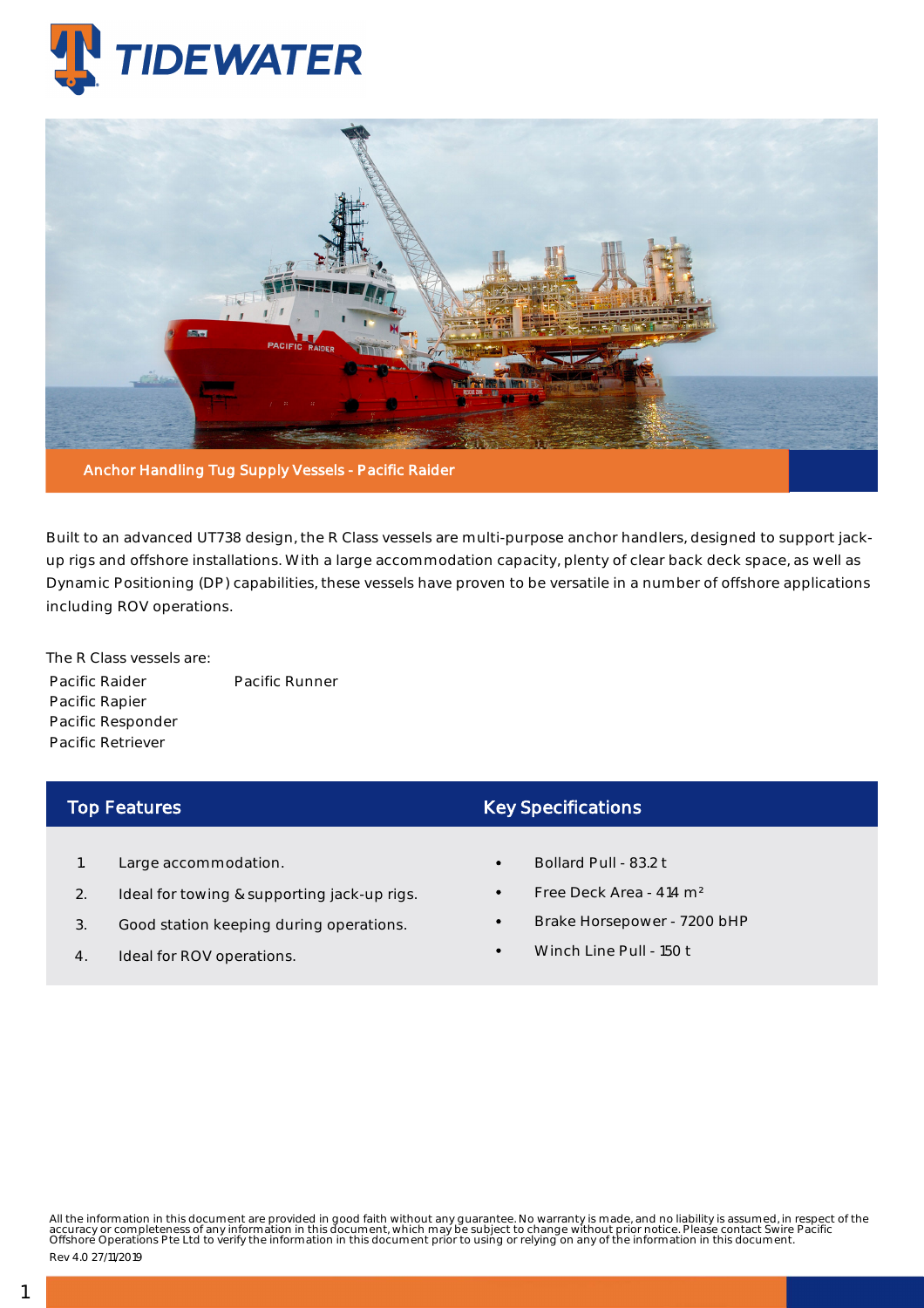# TIDEWATER

**Anchor Handling Tug Supply Vessels - Pacific Raider**

Built to an advanced UT738 design, the R Class vessels are multi-purpose anchor handlers, designed to support jack-up rigs and offshore installations. With a large accommodation capacity, plenty of clear back deck space, as well as Dynamic Positioning (DP) capabilities, these vessels have proven to be versatile in a number of offshore applications including ROV operations.

The R Class vessels are:

- Pacific Raider
- Pacific Rapier
- Pacific Responder
- Pacific Retriever
- Pacific Runner

## Top Features

1. Large accommodation.
2. Ideal for towing & supporting jack-up rigs.
3. Good station keeping during operations.
4. Ideal for ROV operations.

## Key Specifications

- Bollard Pull - 83.2 t
- Free Deck Area - 414 m²
- Brake Horsepower - 7200 bHP
- Winch Line Pull - 150 t

All the information in this document are provided in good faith without any guarantee. No warranty is made, and no liability is assumed, in respect of the accuracy or completeness of any information in this document, which may be subject to change without prior notice. Please contact Swire Pacific Offshore Operations Pte Ltd to verify the information in this document prior to using or relying on any of the information in this document.

Rev 4.0 27/11/2019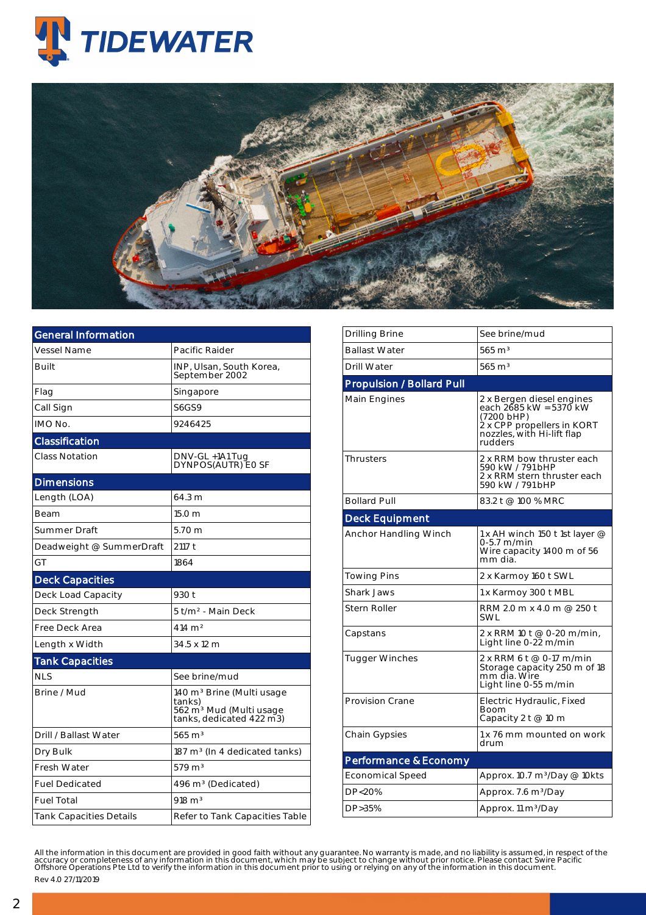# TIDEWATER

| General Information | |
|---|---|
| Vessel Name | Pacific Raider |
| Built | INP, Ulsan, South Korea, September 2002 |
| Flag | Singapore |
| Call Sign | S6GS9 |
| IMO No. | 9246425 |
| **Classification** | |
| Class Notation | DNV-GL +1A1 Tug DYNPOS(AUTR) E0 SF |
| **Dimensions** | |
| Length (LOA) | 64.3 m |
| Beam | 15.0 m |
| Summer Draft | 5.70 m |
| Deadweight @ SummerDraft | 2117 t |
| GT | 1864 |
| **Deck Capacities** | |
| Deck Load Capacity | 930 t |
| Deck Strength | 5 t/m² - Main Deck |
| Free Deck Area | 414 m² |
| Length x Width | 34.5 x 12 m |
| **Tank Capacities** | |
| NLS | See brine/mud |
| Brine / Mud | 140 m³ Brine (Multi usage tanks) 562 m³ Mud (Multi usage tanks, dedicated 422 m3) |
| Drill / Ballast Water | 565 m³ |
| Dry Bulk | 187 m³ (In 4 dedicated tanks) |
| Fresh Water | 579 m³ |
| Fuel Dedicated | 496 m³ (Dedicated) |
| Fuel Total | 918 m³ |
| Tank Capacities Details | Refer to Tank Capacities Table |

| | |
|---|---|
| Drilling Brine | See brine/mud |
| Ballast Water | 565 m³ |
| Drill Water | 565 m³ |
| **Propulsion / Bollard Pull** | |
| Main Engines | 2 x Bergen diesel engines each 2685 kW = 5370 kW (7200 bHP) 2 x CPP propellers in KORT nozzles, with Hi-lift flap rudders |
| Thrusters | 2 x RRM bow thruster each 590 kW / 791 bHP 2 x RRM stern thruster each 590 kW / 791 bHP |
| Bollard Pull | 83.2 t @ 100 % MRC |
| **Deck Equipment** | |
| Anchor Handling Winch | 1 x AH winch 150 t 1st layer @ 0-5.7 m/min Wire capacity 1400 m of 56 mm dia. |
| Towing Pins | 2 x Karmoy 160 t SWL |
| Shark Jaws | 1 x Karmoy 300 t MBL |
| Stern Roller | RRM 2.0 m x 4.0 m @ 250 t SWL |
| Capstans | 2 x RRM 10 t @ 0-20 m/min, Light line 0-22 m/min |
| Tugger Winches | 2 x RRM 6 t @ 0-17 m/min Storage capacity 250 m of 18 mm dia. Wire Light line 0-55 m/min |
| Provision Crane | Electric Hydraulic, Fixed Boom Capacity 2 t @ 10 m |
| Chain Gypsies | 1 x 76 mm mounted on work drum |
| **Performance & Economy** | |
| Economical Speed | Approx. 10.7 m³/Day @ 10kts |
| DP<20% | Approx. 7.6 m³/Day |
| DP>35% | Approx. 11 m³/Day |

All the information in this document are provided in good faith without any guarantee. No warranty is made, and no liability is assumed, in respect of the accuracy or completeness of any information in this document, which may be subject to change without prior notice. Please contact Swire Pacific Offshore Operations Pte Ltd to verify the information in this document prior to using or relying on any of the information in this document.

Rev 4.0 27/11/2019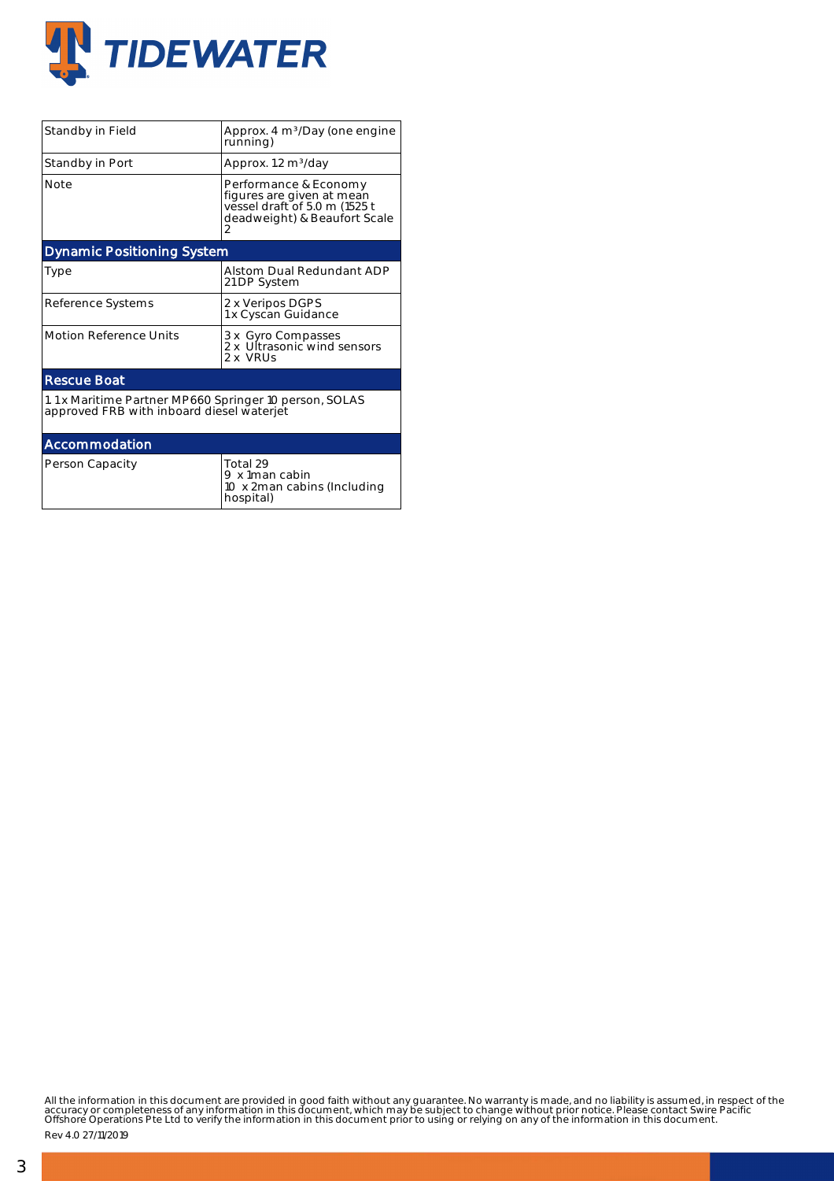| | |
|---|---|
| Standby in Field | Approx. 4 m³/Day (one engine running) |
| Standby in Port | Approx. 1.2 m³/day |
| Note | Performance & Economy figures are given at mean vessel draft of 5.0 m (1525 t deadweight) & Beaufort Scale 2 |

## Dynamic Positioning System

| | |
|---|---|
| Type | Alstom Dual Redundant ADP 21DP System |
| Reference Systems | 2 x Veripos DGPS<br>1 x Cyscan Guidance |
| Motion Reference Units | 3 x Gyro Compasses<br>2 x Ultrasonic wind sensors<br>2 x VRUs |

## Rescue Boat

1. 1 x Maritime Partner MP660 Springer 10 person, SOLAS approved FRB with inboard diesel waterjet

## Accommodation

| | |
|---|---|
| Person Capacity | Total 29<br>9 x 1man cabin<br>10 x 2man cabins (Including hospital) |

All the information in this document are provided in good faith without any guarantee. No warranty is made, and no liability is assumed, in respect of the accuracy or completeness of any information in this document, which may be subject to change without prior notice. Please contact Swire Pacific Offshore Operations Pte Ltd to verify the information in this document prior to using or relying on any of the information in this document.

Rev 4.0 27/11/2019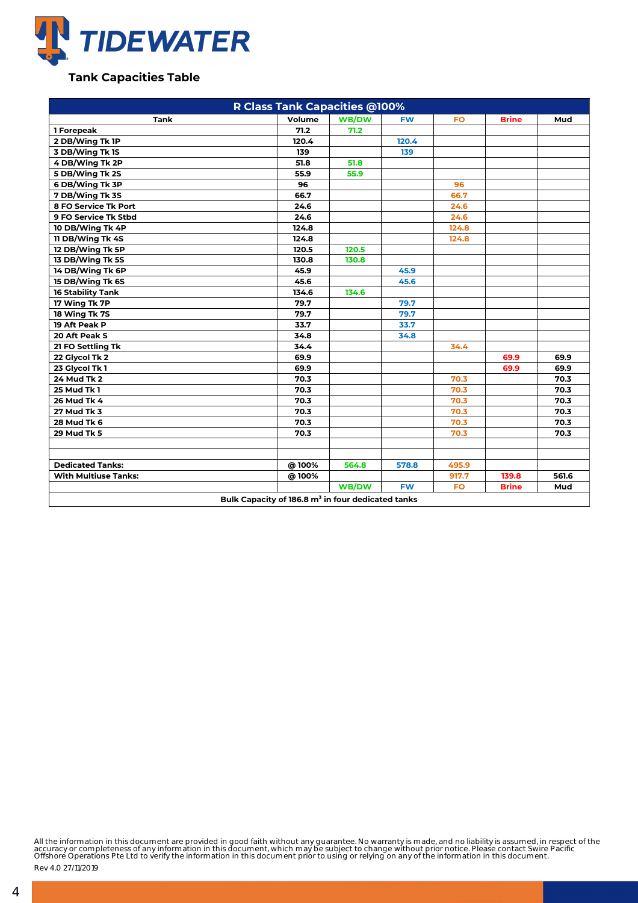TIDEWATER

## Tank Capacities Table

| R Class Tank Capacities @100% | | | | | | |
|---|---|---|---|---|---|---|
| **Tank** | **Volume** | **WB/DW** | **FW** | **FO** | **Brine** | **Mud** |
| **1 Forepeak** | **71.2** | **71.2** | | | | |
| **2 DB/Wing Tk 1P** | **120.4** | | **120.4** | | | |
| **3 DB/Wing Tk 1S** | **139** | | **139** | | | |
| **4 DB/Wing Tk 2P** | **51.8** | **51.8** | | | | |
| **5 DB/Wing Tk 2S** | **55.9** | **55.9** | | | | |
| **6 DB/Wing Tk 3P** | **96** | | | **96** | | |
| **7 DB/Wing Tk 3S** | **66.7** | | | **66.7** | | |
| **8 FO Service Tk Port** | **24.6** | | | **24.6** | | |
| **9 FO Service Tk Stbd** | **24.6** | | | **24.6** | | |
| **10 DB/Wing Tk 4P** | **124.8** | | | **124.8** | | |
| **11 DB/Wing Tk 4S** | **124.8** | | | **124.8** | | |
| **12 DB/Wing Tk 5P** | **120.5** | **120.5** | | | | |
| **13 DB/Wing Tk 5S** | **130.8** | **130.8** | | | | |
| **14 DB/Wing Tk 6P** | **45.9** | | **45.9** | | | |
| **15 DB/Wing Tk 6S** | **45.6** | | **45.6** | | | |
| **16 Stability Tank** | **134.6** | **134.6** | | | | |
| **17 Wing Tk 7P** | **79.7** | | **79.7** | | | |
| **18 Wing Tk 7S** | **79.7** | | **79.7** | | | |
| **19 Aft Peak P** | **33.7** | | **33.7** | | | |
| **20 Aft Peak S** | **34.8** | | **34.8** | | | |
| **21 FO Settling Tk** | **34.4** | | | **34.4** | | |
| **22 Glycol Tk 2** | **69.9** | | | | **69.9** | **69.9** |
| **23 Glycol Tk 1** | **69.9** | | | | **69.9** | **69.9** |
| **24 Mud Tk 2** | **70.3** | | | **70.3** | | **70.3** |
| **25 Mud Tk 1** | **70.3** | | | **70.3** | | **70.3** |
| **26 Mud Tk 4** | **70.3** | | | **70.3** | | **70.3** |
| **27 Mud Tk 3** | **70.3** | | | **70.3** | | **70.3** |
| **28 Mud Tk 6** | **70.3** | | | **70.3** | | **70.3** |
| **29 Mud Tk 5** | **70.3** | | | **70.3** | | **70.3** |
| | | | | | | |
| | | | | | | |
| **Dedicated Tanks:** | **@ 100%** | **564.8** | **578.8** | **495.9** | | |
| **With Multiuse Tanks:** | **@ 100%** | | | **917.7** | **139.8** | **561.6** |
| | | **WB/DW** | **FW** | **FO** | **Brine** | **Mud** |
| **Bulk Capacity of 186.8 m$^3$ in four dedicated tanks** | | | | | | |

All the information in this document are provided in good faith without any guarantee. No warranty is made, and no liability is assumed, in respect of the accuracy or completeness of any information in this document, which may be subject to change without prior notice. Please contact Swire Pacific Offshore Operations Pte Ltd to verify the information in this document prior to using or relying on any of the information in this document.

Rev 4.0 27/11/2019